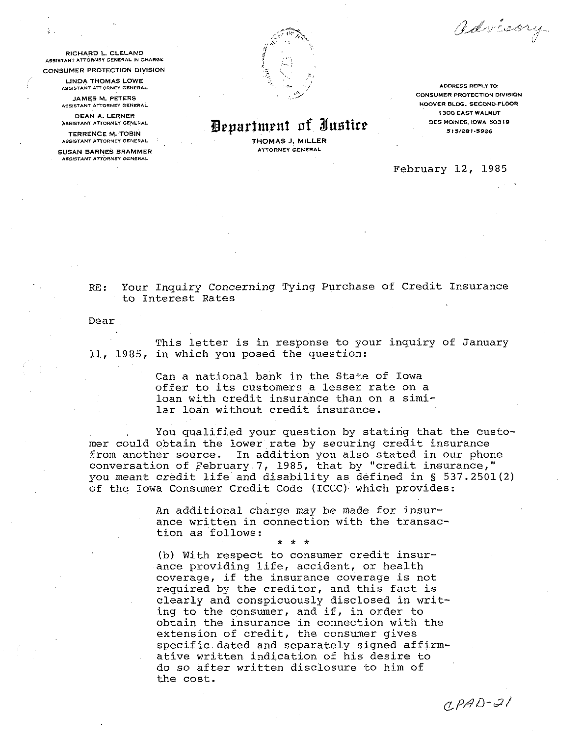Advisory

RICHARD L. CLELAND
ASSISTANT ATTORNEY GENERAL IN CHARGE

CONSUMER PROTECTION DIVISION

LINDA THOMAS LOWE
ASSISTANT ATTORNEY GENERAL

JAMES M. PETERS
ASSISTANT ATTORNEY GENERAL

DEAN A. LERNER
ASSISTANT ATTORNEY GENERAL

TERRENCE M. TOBIN
ASSISTANT ATTORNEY GENERAL

SUSAN BARNES BRAMMER
ASSISTANT ATTORNEY GENERAL

# Department of Justice

THOMAS J. MILLER
ATTORNEY GENERAL

ADDRESS REPLY TO:
CONSUMER PROTECTION DIVISION
HOOVER BLDG., SECOND FLOOR
1300 EAST WALNUT
DES MOINES, IOWA 50319
515/281-5926

February 12, 1985

RE: *Your Inquiry Concerning Tying Purchase of Credit Insurance to Interest Rates*

Dear

This letter is in response to your inquiry of January 11, 1985, in which you posed the question:

> Can a national bank in the State of Iowa offer to its customers a lesser rate on a loan with credit insurance than on a similar loan without credit insurance.

You qualified your question by stating that the customer could obtain the lower rate by securing credit insurance from another source. In addition you also stated in our phone conversation of February 7, 1985, that by "credit insurance," you meant credit life and disability as defined in § 537.2501(2) of the Iowa Consumer Credit Code (ICCC) which provides:

> An additional charge may be made for insurance written in connection with the transaction as follows:
>
> \* \* \*
>
> (b) With respect to consumer credit insurance providing life, accident, or health coverage, if the insurance coverage is not required by the creditor, and this fact is clearly and conspicuously disclosed in writing to the consumer, and if, in order to obtain the insurance in connection with the extension of credit, the consumer gives specific dated and separately signed affirmative written indication of his desire to do so after written disclosure to him of the cost.

CPAD-21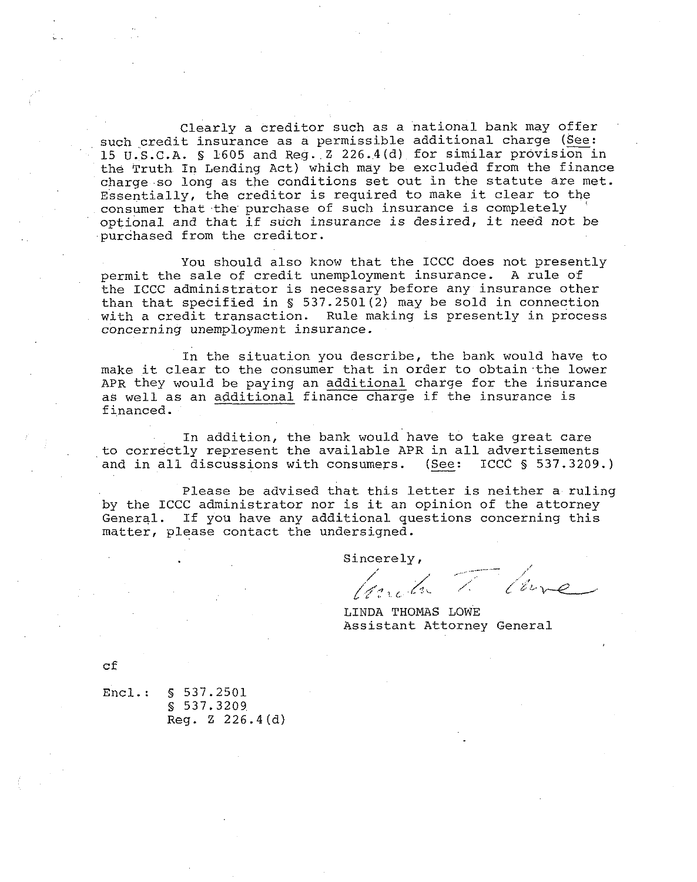Clearly a creditor such as a national bank may offer such credit insurance as a permissible additional charge (See: 15 U.S.C.A. § 1605 and Reg. Z 226.4(d) for similar provision in the Truth In Lending Act) which may be excluded from the finance charge so long as the conditions set out in the statute are met. Essentially, the creditor is required to make it clear to the consumer that the purchase of such insurance is completely optional and that if such insurance is desired, it need not be purchased from the creditor.

You should also know that the ICCC does not presently permit the sale of credit unemployment insurance. A rule of the ICCC administrator is necessary before any insurance other than that specified in § 537.2501(2) may be sold in connection with a credit transaction. Rule making is presently in process concerning unemployment insurance.

In the situation you describe, the bank would have to make it clear to the consumer that in order to obtain the lower APR they would be paying an additional charge for the insurance as well as an additional finance charge if the insurance is financed.

In addition, the bank would have to take great care to correctly represent the available APR in all advertisements and in all discussions with consumers. (See: ICCC § 537.3209.)

Please be advised that this letter is neither a ruling by the ICCC administrator nor is it an opinion of the attorney General. If you have any additional questions concerning this matter, please contact the undersigned.

Sincerely,

LINDA THOMAS LOWE
Assistant Attorney General

cf

Encl.: § 537.2501
§ 537.3209
Reg. Z 226.4(d)